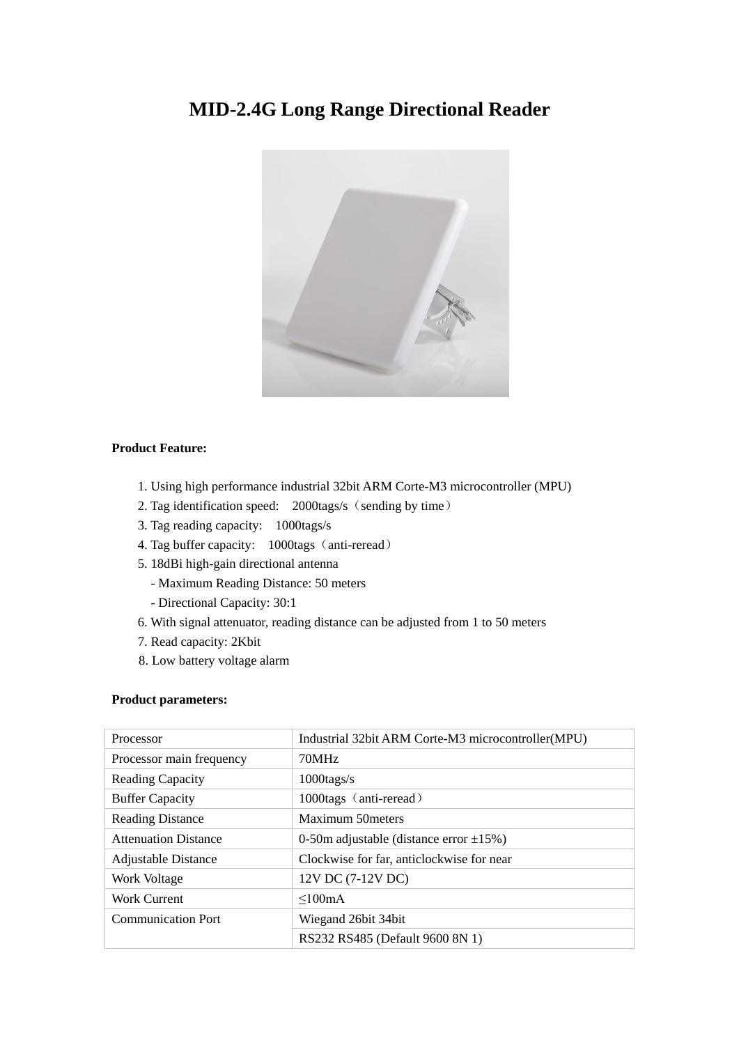# MID-2.4G Long Range Directional Reader

**Product Feature:**

1. Using high performance industrial 32bit ARM Corte-M3 microcontroller (MPU)
2. Tag identification speed:  2000tags/s（sending by time）
3. Tag reading capacity:  1000tags/s
4. Tag buffer capacity:  1000tags（anti-reread）
5. 18dBi high-gain directional antenna
   - Maximum Reading Distance: 50 meters
   - Directional Capacity: 30:1
6. With signal attenuator, reading distance can be adjusted from 1 to 50 meters
7. Read capacity: 2Kbit
8. Low battery voltage alarm

**Product parameters:**

| Processor | Industrial 32bit ARM Corte-M3 microcontroller(MPU) |
|---|---|
| Processor main frequency | 70MHz |
| Reading Capacity | 1000tags/s |
| Buffer Capacity | 1000tags（anti-reread） |
| Reading Distance | Maximum 50meters |
| Attenuation Distance | 0-50m adjustable (distance error ±15%) |
| Adjustable Distance | Clockwise for far, anticlockwise for near |
| Work Voltage | 12V DC (7-12V DC) |
| Work Current | ≤100mA |
| Communication Port | Wiegand 26bit 34bit |
| | RS232 RS485 (Default 9600 8N 1) |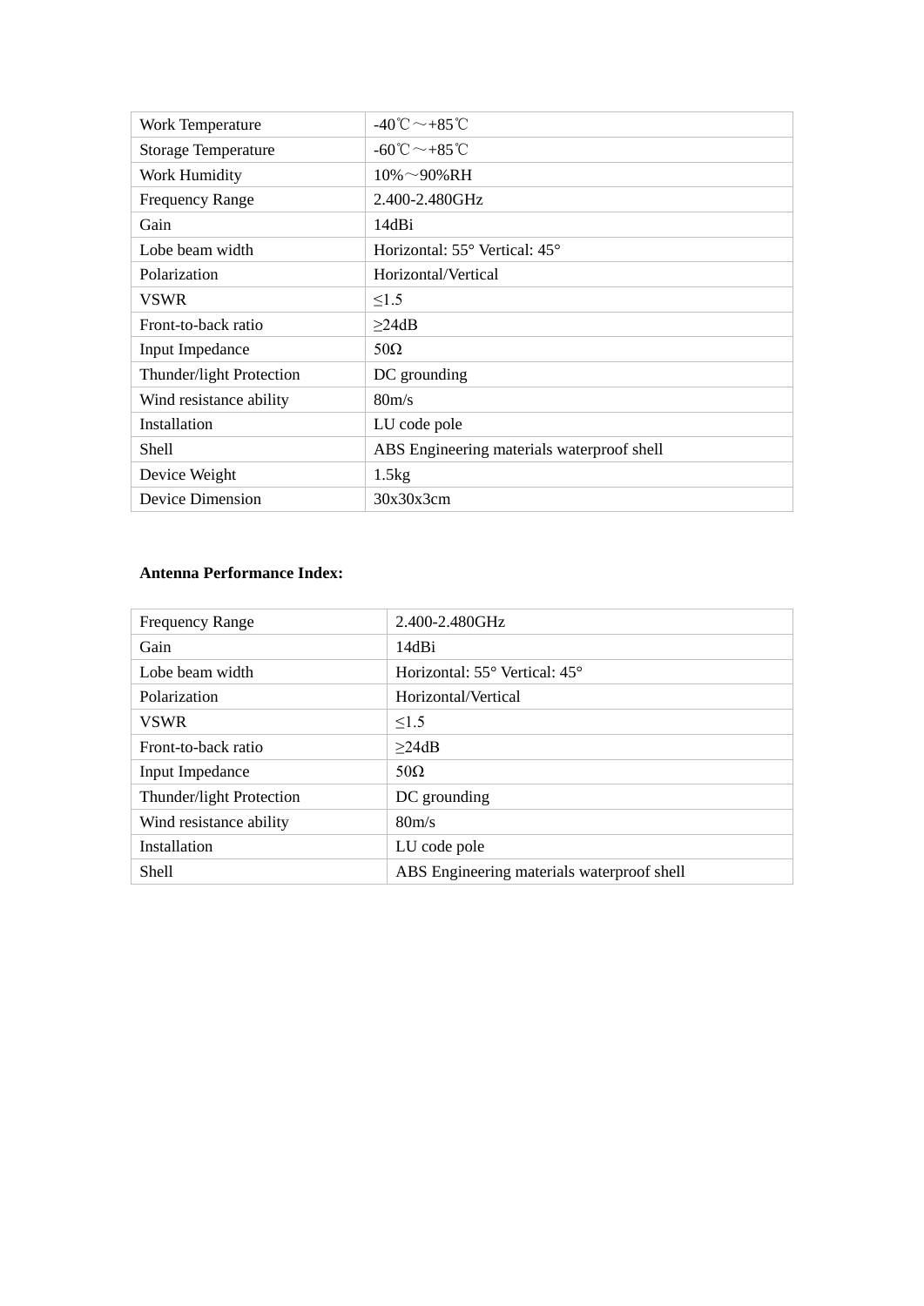| Work Temperature | -40℃～+85℃ |
|---|---|
| Storage Temperature | -60℃～+85℃ |
| Work Humidity | 10%～90%RH |
| Frequency Range | 2.400-2.480GHz |
| Gain | 14dBi |
| Lobe beam width | Horizontal: 55° Vertical: 45° |
| Polarization | Horizontal/Vertical |
| VSWR | ≤1.5 |
| Front-to-back ratio | ≥24dB |
| Input Impedance | 50Ω |
| Thunder/light Protection | DC grounding |
| Wind resistance ability | 80m/s |
| Installation | LU code pole |
| Shell | ABS Engineering materials waterproof shell |
| Device Weight | 1.5kg |
| Device Dimension | 30x30x3cm |

**Antenna Performance Index:**

| Frequency Range | 2.400-2.480GHz |
|---|---|
| Gain | 14dBi |
| Lobe beam width | Horizontal: 55° Vertical: 45° |
| Polarization | Horizontal/Vertical |
| VSWR | ≤1.5 |
| Front-to-back ratio | ≥24dB |
| Input Impedance | 50Ω |
| Thunder/light Protection | DC grounding |
| Wind resistance ability | 80m/s |
| Installation | LU code pole |
| Shell | ABS Engineering materials waterproof shell |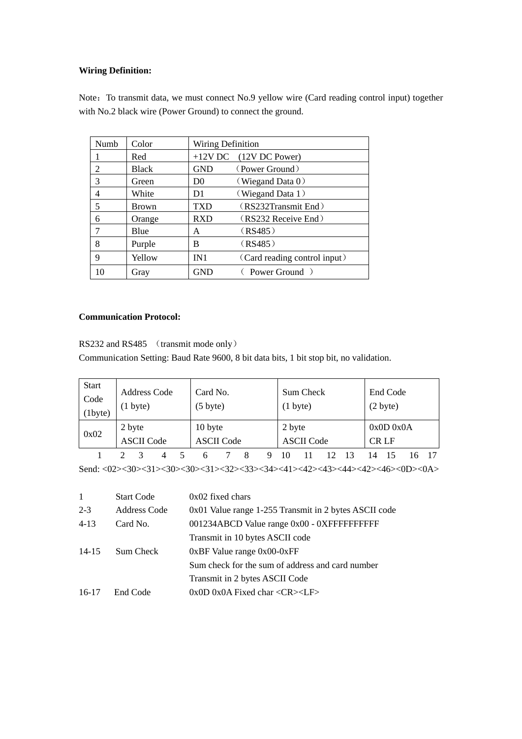**Wiring Definition:**

Note：To transmit data, we must connect No.9 yellow wire (Card reading control input) together with No.2 black wire (Power Ground) to connect the ground.

| Numb | Color | Wiring Definition |
|---|---|---|
| 1 | Red | +12V DC (12V DC Power) |
| 2 | Black | GND （Power Ground） |
| 3 | Green | D0 （Wiegand Data 0） |
| 4 | White | D1 （Wiegand Data 1） |
| 5 | Brown | TXD （RS232Transmit End） |
| 6 | Orange | RXD （RS232 Receive End） |
| 7 | Blue | A （RS485） |
| 8 | Purple | B （RS485） |
| 9 | Yellow | IN1 （Card reading control input） |
| 10 | Gray | GND （ Power Ground ） |

**Communication Protocol:**

RS232 and RS485 （transmit mode only）

Communication Setting: Baud Rate 9600, 8 bit data bits, 1 bit stop bit, no validation.

| Start Code (1byte) | Address Code (1 byte) | Card No. (5 byte) | Sum Check (1 byte) | End Code (2 byte) |
|---|---|---|---|---|
| 0x02 | 2 byte ASCII Code | 10 byte ASCII Code | 2 byte ASCII Code | 0x0D 0x0A CR LF |

1 2 3 4 5 6 7 8 9 10 11 12 13 14 15 16 17

Send: <02><30><31><30><30><31><32><33><34><41><42><43><44><42><46><0D><0A>

| | | |
|---|---|---|
| 1 | Start Code | 0x02 fixed chars |
| 2-3 | Address Code | 0x01 Value range 1-255 Transmit in 2 bytes ASCII code |
| 4-13 | Card No. | 001234ABCD Value range 0x00 - 0XFFFFFFFFFF<br>Transmit in 10 bytes ASCII code |
| 14-15 | Sum Check | 0xBF Value range 0x00-0xFF<br>Sum check for the sum of address and card number<br>Transmit in 2 bytes ASCII Code |
| 16-17 | End Code | 0x0D 0x0A Fixed char <CR><LF> |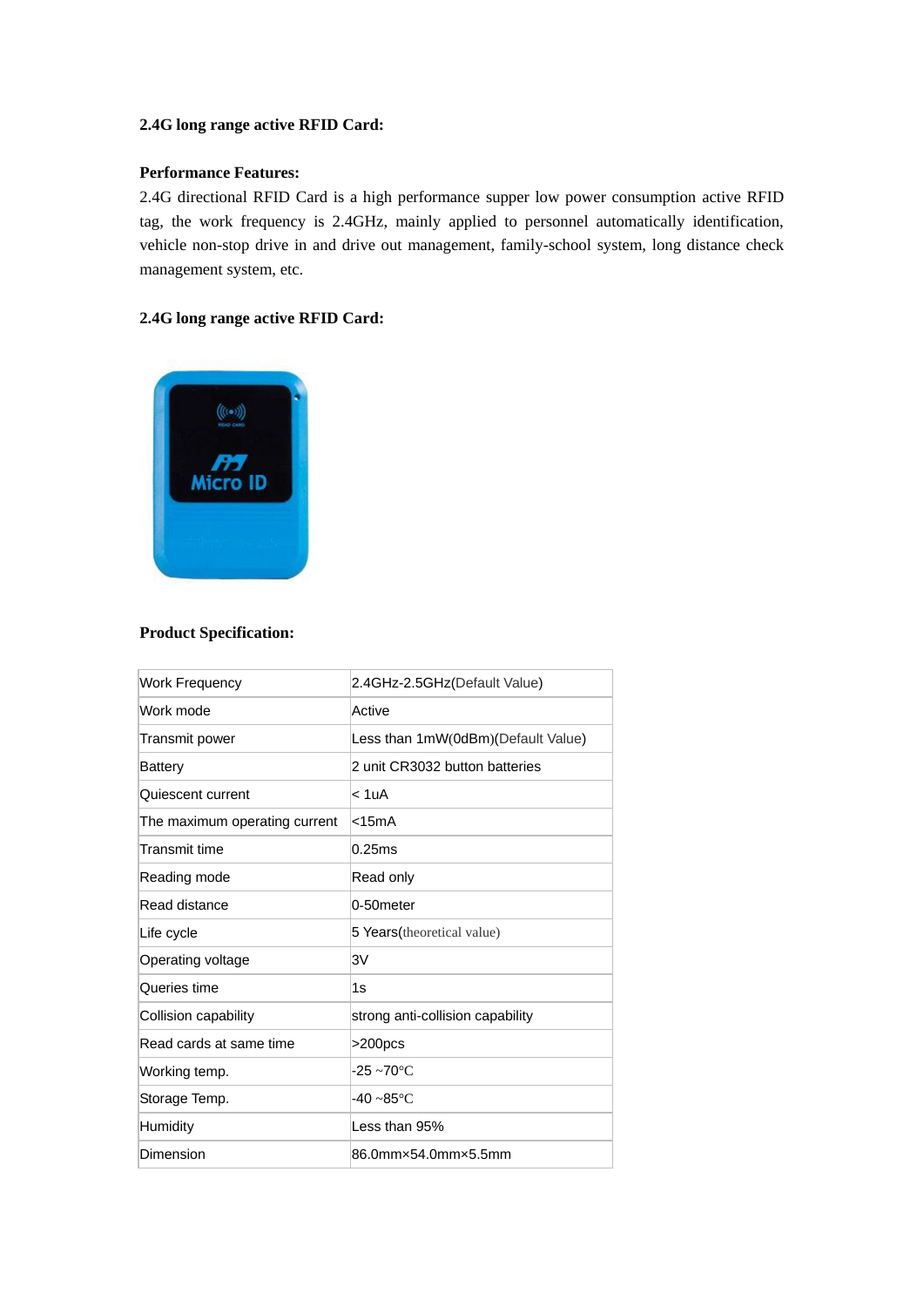**2.4G long range active RFID Card:**

**Performance Features:**

2.4G directional RFID Card is a high performance supper low power consumption active RFID tag, the work frequency is 2.4GHz, mainly applied to personnel automatically identification, vehicle non-stop drive in and drive out management, family-school system, long distance check management system, etc.

**2.4G long range active RFID Card:**

**Product Specification:**

| | |
|---|---|
| Work Frequency | 2.4GHz-2.5GHz(Default Value) |
| Work mode | Active |
| Transmit power | Less than 1mW(0dBm)(Default Value) |
| Battery | 2 unit CR3032 button batteries |
| Quiescent current | < 1uA |
| The maximum operating current | <15mA |
| Transmit time | 0.25ms |
| Reading mode | Read only |
| Read distance | 0-50meter |
| Life cycle | 5 Years(theoretical value) |
| Operating voltage | 3V |
| Queries time | 1s |
| Collision capability | strong anti-collision capability |
| Read cards at same time | >200pcs |
| Working temp. | -25 ~70℃ |
| Storage Temp. | -40 ~85℃ |
| Humidity | Less than 95% |
| Dimension | 86.0mm×54.0mm×5.5mm |